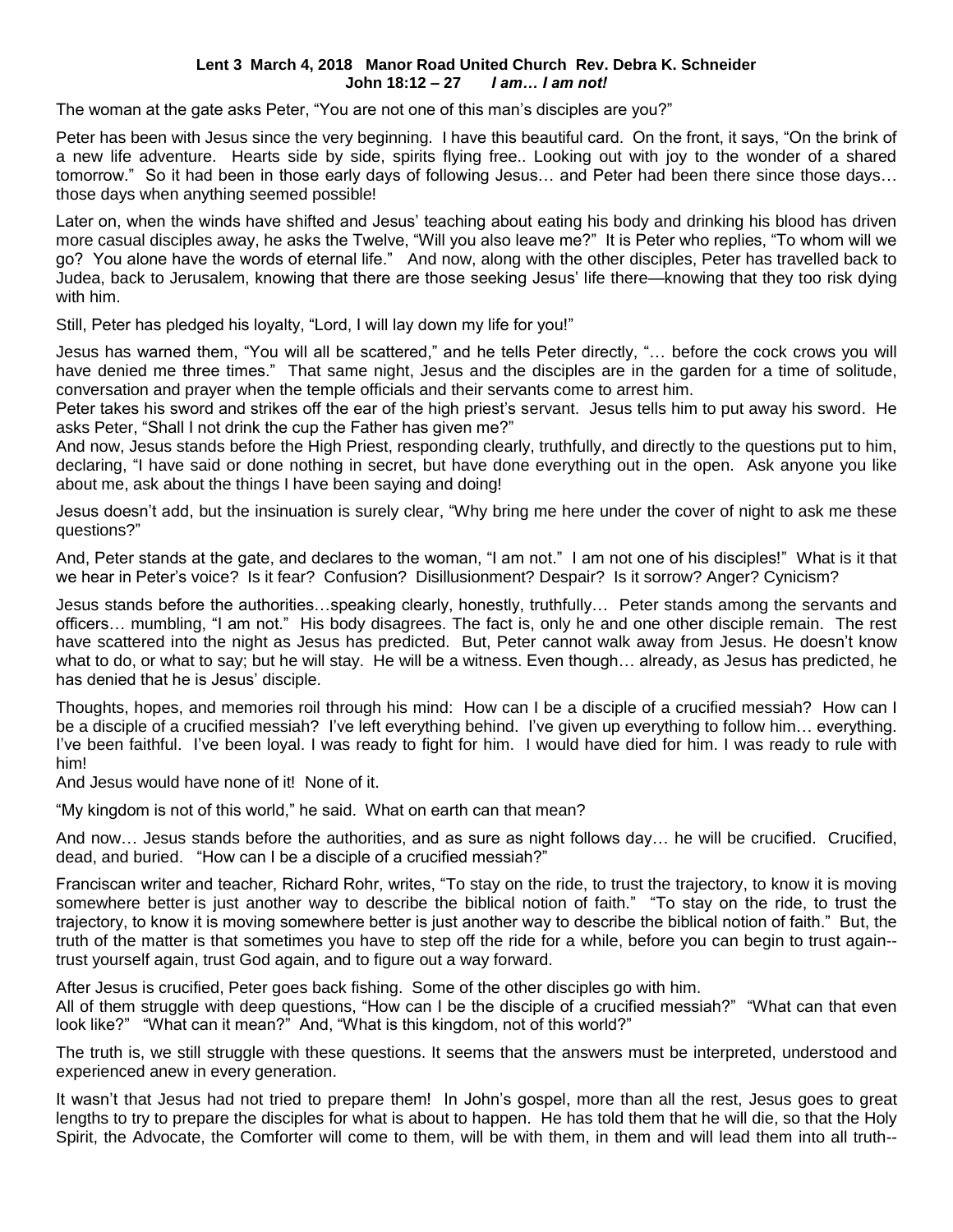**Lent 3 March 4, 2018 Manor Road United Church Rev. Debra K. Schneider**
**John 18:12 – 27** ***I am… I am not!***

The woman at the gate asks Peter, "You are not one of this man's disciples are you?"

Peter has been with Jesus since the very beginning. I have this beautiful card. On the front, it says, "On the brink of a new life adventure. Hearts side by side, spirits flying free.. Looking out with joy to the wonder of a shared tomorrow." So it had been in those early days of following Jesus… and Peter had been there since those days… those days when anything seemed possible!

Later on, when the winds have shifted and Jesus' teaching about eating his body and drinking his blood has driven more casual disciples away, he asks the Twelve, "Will you also leave me?" It is Peter who replies, "To whom will we go? You alone have the words of eternal life." And now, along with the other disciples, Peter has travelled back to Judea, back to Jerusalem, knowing that there are those seeking Jesus' life there—knowing that they too risk dying with him.

Still, Peter has pledged his loyalty, "Lord, I will lay down my life for you!"

Jesus has warned them, "You will all be scattered," and he tells Peter directly, "… before the cock crows you will have denied me three times." That same night, Jesus and the disciples are in the garden for a time of solitude, conversation and prayer when the temple officials and their servants come to arrest him.

Peter takes his sword and strikes off the ear of the high priest's servant. Jesus tells him to put away his sword. He asks Peter, "Shall I not drink the cup the Father has given me?"

And now, Jesus stands before the High Priest, responding clearly, truthfully, and directly to the questions put to him, declaring, "I have said or done nothing in secret, but have done everything out in the open. Ask anyone you like about me, ask about the things I have been saying and doing!

Jesus doesn't add, but the insinuation is surely clear, "Why bring me here under the cover of night to ask me these questions?"

And, Peter stands at the gate, and declares to the woman, "I am not." I am not one of his disciples!" What is it that we hear in Peter's voice? Is it fear? Confusion? Disillusionment? Despair? Is it sorrow? Anger? Cynicism?

Jesus stands before the authorities…speaking clearly, honestly, truthfully… Peter stands among the servants and officers… mumbling, "I am not." His body disagrees. The fact is, only he and one other disciple remain. The rest have scattered into the night as Jesus has predicted. But, Peter cannot walk away from Jesus. He doesn't know what to do, or what to say; but he will stay. He will be a witness. Even though… already, as Jesus has predicted, he has denied that he is Jesus' disciple.

Thoughts, hopes, and memories roil through his mind: How can I be a disciple of a crucified messiah? How can I be a disciple of a crucified messiah? I've left everything behind. I've given up everything to follow him… everything. I've been faithful. I've been loyal. I was ready to fight for him. I would have died for him. I was ready to rule with him!

And Jesus would have none of it! None of it.

"My kingdom is not of this world," he said. What on earth can that mean?

And now… Jesus stands before the authorities, and as sure as night follows day… he will be crucified. Crucified, dead, and buried. "How can I be a disciple of a crucified messiah?"

Franciscan writer and teacher, Richard Rohr, writes, "To stay on the ride, to trust the trajectory, to know it is moving somewhere better is just another way to describe the biblical notion of faith." "To stay on the ride, to trust the trajectory, to know it is moving somewhere better is just another way to describe the biblical notion of faith." But, the truth of the matter is that sometimes you have to step off the ride for a while, before you can begin to trust again--trust yourself again, trust God again, and to figure out a way forward.

After Jesus is crucified, Peter goes back fishing. Some of the other disciples go with him.
All of them struggle with deep questions, "How can I be the disciple of a crucified messiah?" "What can that even look like?" "What can it mean?" And, "What is this kingdom, not of this world?"

The truth is, we still struggle with these questions. It seems that the answers must be interpreted, understood and experienced anew in every generation.

It wasn't that Jesus had not tried to prepare them! In John's gospel, more than all the rest, Jesus goes to great lengths to try to prepare the disciples for what is about to happen. He has told them that he will die, so that the Holy Spirit, the Advocate, the Comforter will come to them, will be with them, in them and will lead them into all truth--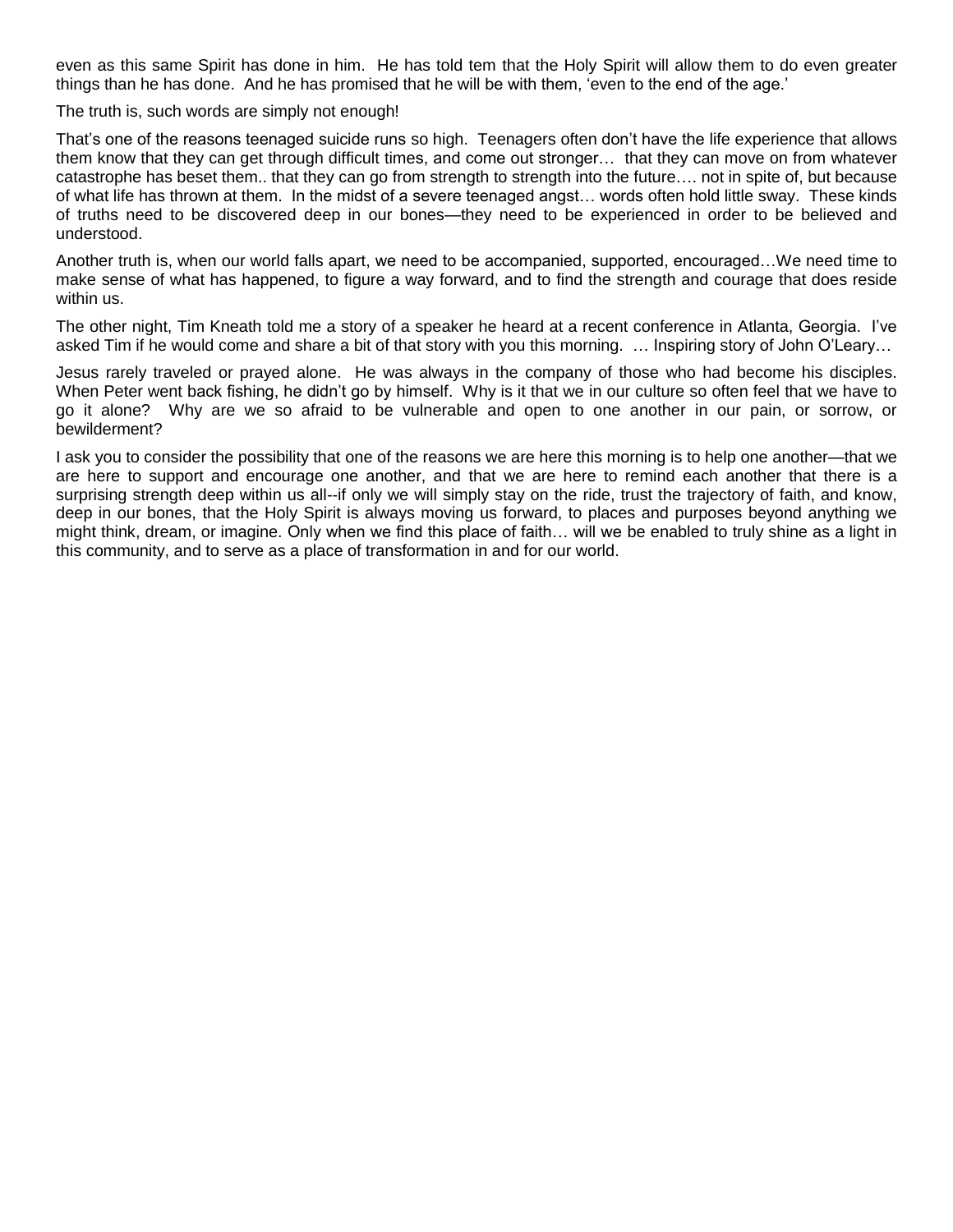even as this same Spirit has done in him. He has told tem that the Holy Spirit will allow them to do even greater things than he has done. And he has promised that he will be with them, 'even to the end of the age.'

The truth is, such words are simply not enough!

That's one of the reasons teenaged suicide runs so high. Teenagers often don't have the life experience that allows them know that they can get through difficult times, and come out stronger… that they can move on from whatever catastrophe has beset them.. that they can go from strength to strength into the future…. not in spite of, but because of what life has thrown at them. In the midst of a severe teenaged angst… words often hold little sway. These kinds of truths need to be discovered deep in our bones—they need to be experienced in order to be believed and understood.

Another truth is, when our world falls apart, we need to be accompanied, supported, encouraged…We need time to make sense of what has happened, to figure a way forward, and to find the strength and courage that does reside within us.

The other night, Tim Kneath told me a story of a speaker he heard at a recent conference in Atlanta, Georgia. I've asked Tim if he would come and share a bit of that story with you this morning. … Inspiring story of John O'Leary…

Jesus rarely traveled or prayed alone. He was always in the company of those who had become his disciples. When Peter went back fishing, he didn't go by himself. Why is it that we in our culture so often feel that we have to go it alone? Why are we so afraid to be vulnerable and open to one another in our pain, or sorrow, or bewilderment?

I ask you to consider the possibility that one of the reasons we are here this morning is to help one another—that we are here to support and encourage one another, and that we are here to remind each another that there is a surprising strength deep within us all--if only we will simply stay on the ride, trust the trajectory of faith, and know, deep in our bones, that the Holy Spirit is always moving us forward, to places and purposes beyond anything we might think, dream, or imagine. Only when we find this place of faith… will we be enabled to truly shine as a light in this community, and to serve as a place of transformation in and for our world.